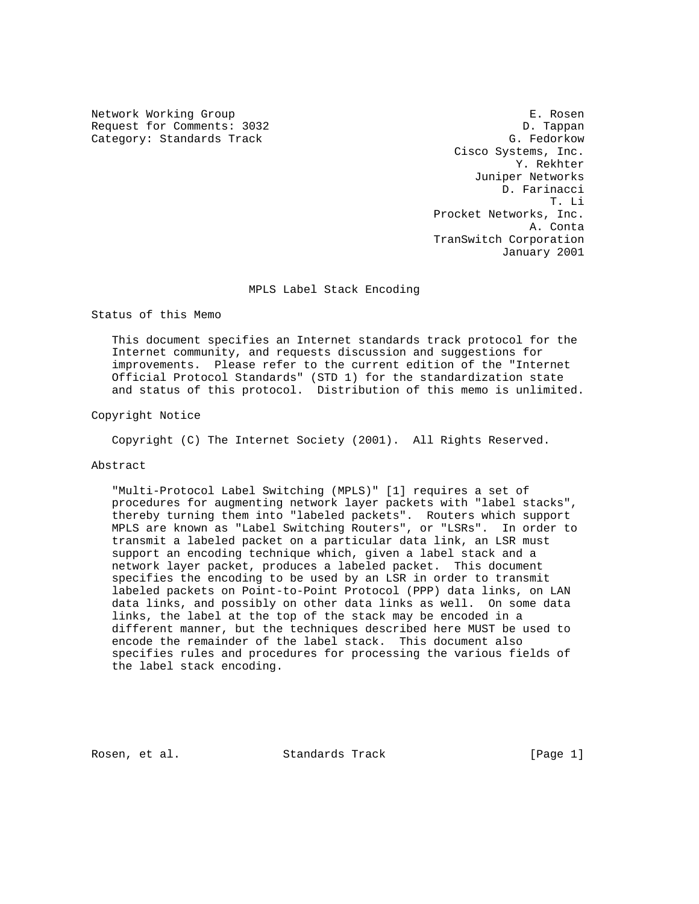Network Working Group                                           E. Rosen
Request for Comments: 3032                                     D. Tappan
Category: Standards Track                                    G. Fedorkow
                                                      Cisco Systems, Inc.
                                                              Y. Rekhter
                                                        Juniper Networks
                                                             D. Farinacci
                                                                    T. Li
                                                   Procket Networks, Inc.
                                                                 A. Conta
                                                   TranSwitch Corporation
                                                             January 2001

# MPLS Label Stack Encoding

## Status of this Memo

This document specifies an Internet standards track protocol for the Internet community, and requests discussion and suggestions for improvements. Please refer to the current edition of the "Internet Official Protocol Standards" (STD 1) for the standardization state and status of this protocol. Distribution of this memo is unlimited.

## Copyright Notice

Copyright (C) The Internet Society (2001). All Rights Reserved.

## Abstract

"Multi-Protocol Label Switching (MPLS)" [1] requires a set of procedures for augmenting network layer packets with "label stacks", thereby turning them into "labeled packets". Routers which support MPLS are known as "Label Switching Routers", or "LSRs". In order to transmit a labeled packet on a particular data link, an LSR must support an encoding technique which, given a label stack and a network layer packet, produces a labeled packet. This document specifies the encoding to be used by an LSR in order to transmit labeled packets on Point-to-Point Protocol (PPP) data links, on LAN data links, and possibly on other data links as well. On some data links, the label at the top of the stack may be encoded in a different manner, but the techniques described here MUST be used to encode the remainder of the label stack. This document also specifies rules and procedures for processing the various fields of the label stack encoding.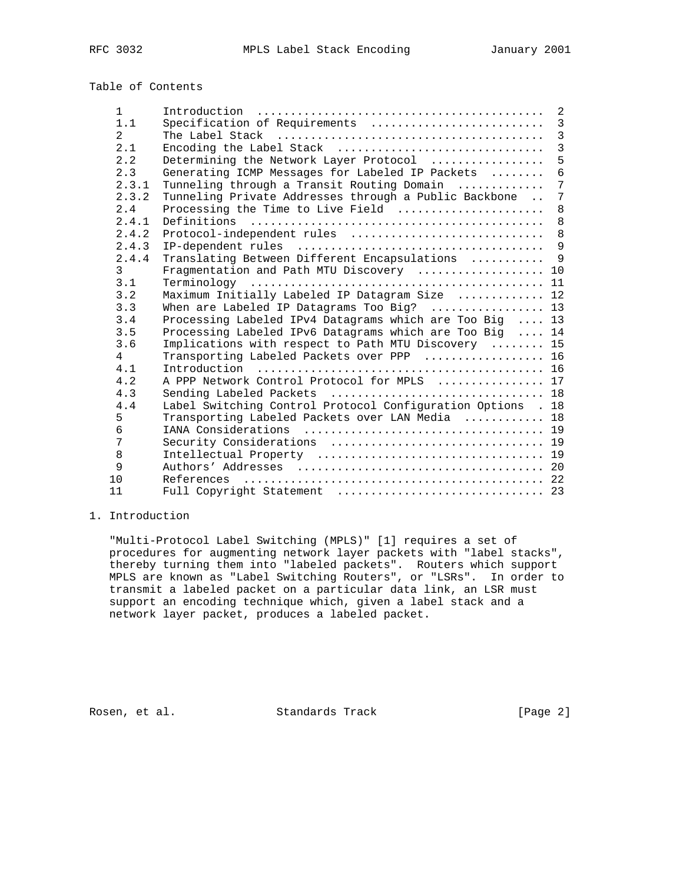Table of Contents

```
   1       Introduction  ..........................................  2
   1.1     Specification of Requirements  .........................  3
   2       The Label Stack  .......................................  3
   2.1     Encoding the Label Stack  ..............................  3
   2.2     Determining the Network Layer Protocol  ................  5
   2.3     Generating ICMP Messages for Labeled IP Packets  ........  6
   2.3.1   Tunneling through a Transit Routing Domain  ............  7
   2.3.2   Tunneling Private Addresses through a Public Backbone  ..  7
   2.4     Processing the Time to Live Field  .....................  8
   2.4.1   Definitions  ...........................................  8
   2.4.2   Protocol-independent rules  ............................  8
   2.4.3   IP-dependent rules  ....................................  9
   2.4.4   Translating Between Different Encapsulations  ..........  9
   3       Fragmentation and Path MTU Discovery  .................. 10
   3.1     Terminology  ........................................... 11
   3.2     Maximum Initially Labeled IP Datagram Size  ............ 12
   3.3     When are Labeled IP Datagrams Too Big?  ................ 13
   3.4     Processing Labeled IPv4 Datagrams which are Too Big  .... 13
   3.5     Processing Labeled IPv6 Datagrams which are Too Big  .... 14
   3.6     Implications with respect to Path MTU Discovery  ........ 15
   4       Transporting Labeled Packets over PPP  ................. 16
   4.1     Introduction  .......................................... 16
   4.2     A PPP Network Control Protocol for MPLS  ............... 17
   4.3     Sending Labeled Packets  ............................... 18
   4.4     Label Switching Control Protocol Configuration Options  . 18
   5       Transporting Labeled Packets over LAN Media  ........... 18
   6       IANA Considerations  ................................... 19
   7       Security Considerations  ............................... 19
   8       Intellectual Property  ................................. 19
   9       Authors' Addresses  .................................... 20
   10      References  ............................................ 22
   11      Full Copyright Statement  .............................. 23
```

# 1. Introduction

"Multi-Protocol Label Switching (MPLS)" [1] requires a set of procedures for augmenting network layer packets with "label stacks", thereby turning them into "labeled packets". Routers which support MPLS are known as "Label Switching Routers", or "LSRs". In order to transmit a labeled packet on a particular data link, an LSR must support an encoding technique which, given a label stack and a network layer packet, produces a labeled packet.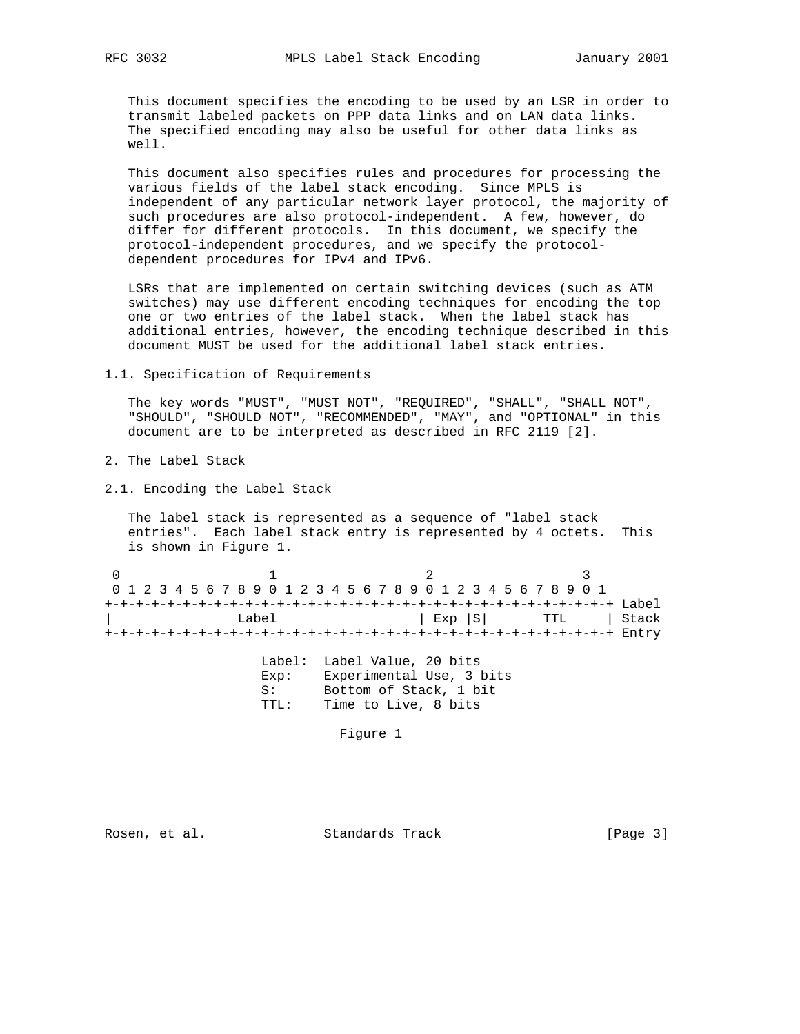This document specifies the encoding to be used by an LSR in order to transmit labeled packets on PPP data links and on LAN data links. The specified encoding may also be useful for other data links as well.

This document also specifies rules and procedures for processing the various fields of the label stack encoding. Since MPLS is independent of any particular network layer protocol, the majority of such procedures are also protocol-independent. A few, however, do differ for different protocols. In this document, we specify the protocol-independent procedures, and we specify the protocol-dependent procedures for IPv4 and IPv6.

LSRs that are implemented on certain switching devices (such as ATM switches) may use different encoding techniques for encoding the top one or two entries of the label stack. When the label stack has additional entries, however, the encoding technique described in this document MUST be used for the additional label stack entries.

### 1.1. Specification of Requirements

The key words "MUST", "MUST NOT", "REQUIRED", "SHALL", "SHALL NOT", "SHOULD", "SHOULD NOT", "RECOMMENDED", "MAY", and "OPTIONAL" in this document are to be interpreted as described in RFC 2119 [2].

## 2. The Label Stack

### 2.1. Encoding the Label Stack

The label stack is represented as a sequence of "label stack entries". Each label stack entry is represented by 4 octets. This is shown in Figure 1.

```
 0                   1                   2                   3
 0 1 2 3 4 5 6 7 8 9 0 1 2 3 4 5 6 7 8 9 0 1 2 3 4 5 6 7 8 9 0 1
+-+-+-+-+-+-+-+-+-+-+-+-+-+-+-+-+-+-+-+-+-+-+-+-+-+-+-+-+-+-+-+-+ Label
|                Label                  | Exp |S|       TTL     | Stack
+-+-+-+-+-+-+-+-+-+-+-+-+-+-+-+-+-+-+-+-+-+-+-+-+-+-+-+-+-+-+-+-+ Entry

                    Label:  Label Value, 20 bits
                    Exp:    Experimental Use, 3 bits
                    S:      Bottom of Stack, 1 bit
                    TTL:    Time to Live, 8 bits
```

Figure 1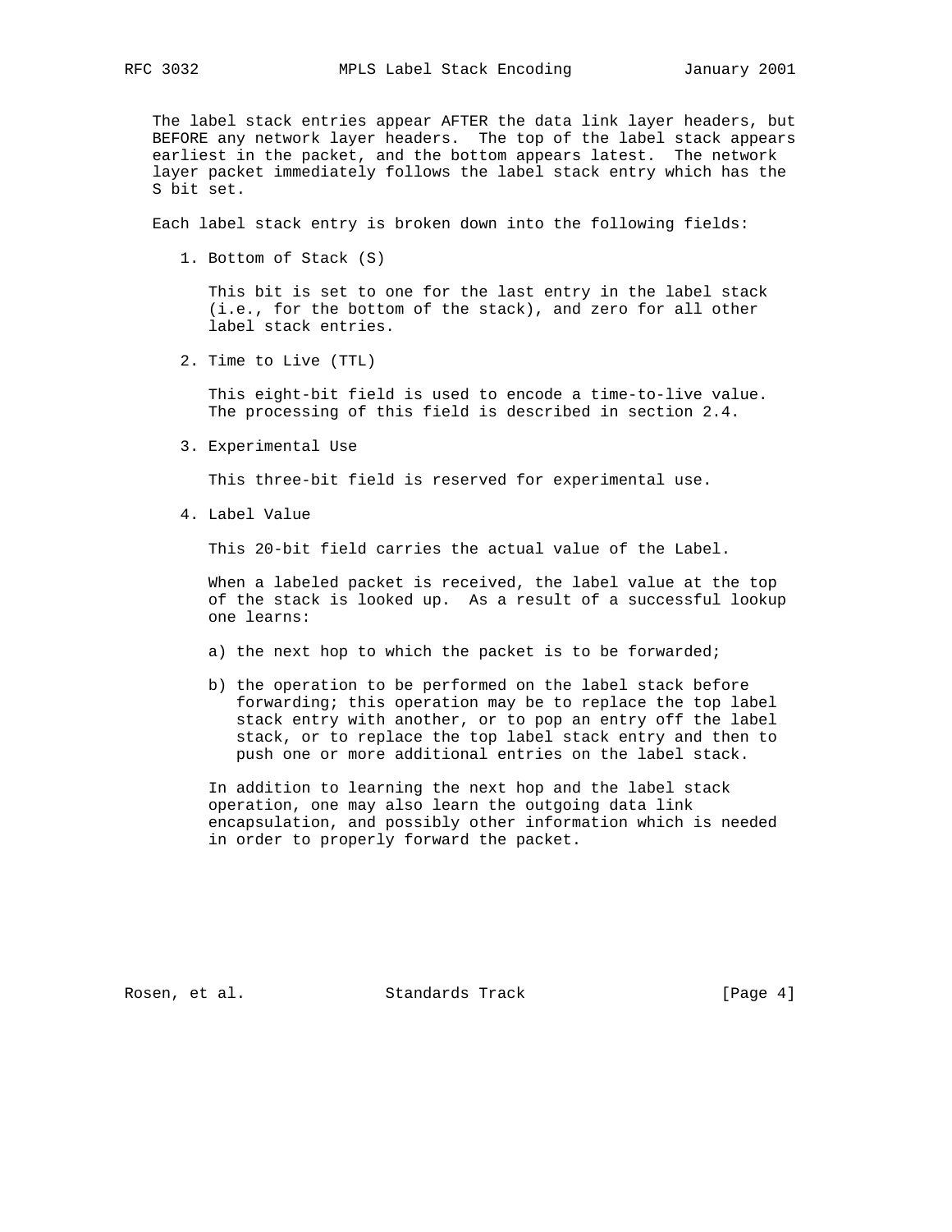The label stack entries appear AFTER the data link layer headers, but BEFORE any network layer headers. The top of the label stack appears earliest in the packet, and the bottom appears latest. The network layer packet immediately follows the label stack entry which has the S bit set.

Each label stack entry is broken down into the following fields:

1. Bottom of Stack (S)

   This bit is set to one for the last entry in the label stack (i.e., for the bottom of the stack), and zero for all other label stack entries.

2. Time to Live (TTL)

   This eight-bit field is used to encode a time-to-live value. The processing of this field is described in section 2.4.

3. Experimental Use

   This three-bit field is reserved for experimental use.

4. Label Value

   This 20-bit field carries the actual value of the Label.

   When a labeled packet is received, the label value at the top of the stack is looked up. As a result of a successful lookup one learns:

   a) the next hop to which the packet is to be forwarded;

   b) the operation to be performed on the label stack before forwarding; this operation may be to replace the top label stack entry with another, or to pop an entry off the label stack, or to replace the top label stack entry and then to push one or more additional entries on the label stack.

   In addition to learning the next hop and the label stack operation, one may also learn the outgoing data link encapsulation, and possibly other information which is needed in order to properly forward the packet.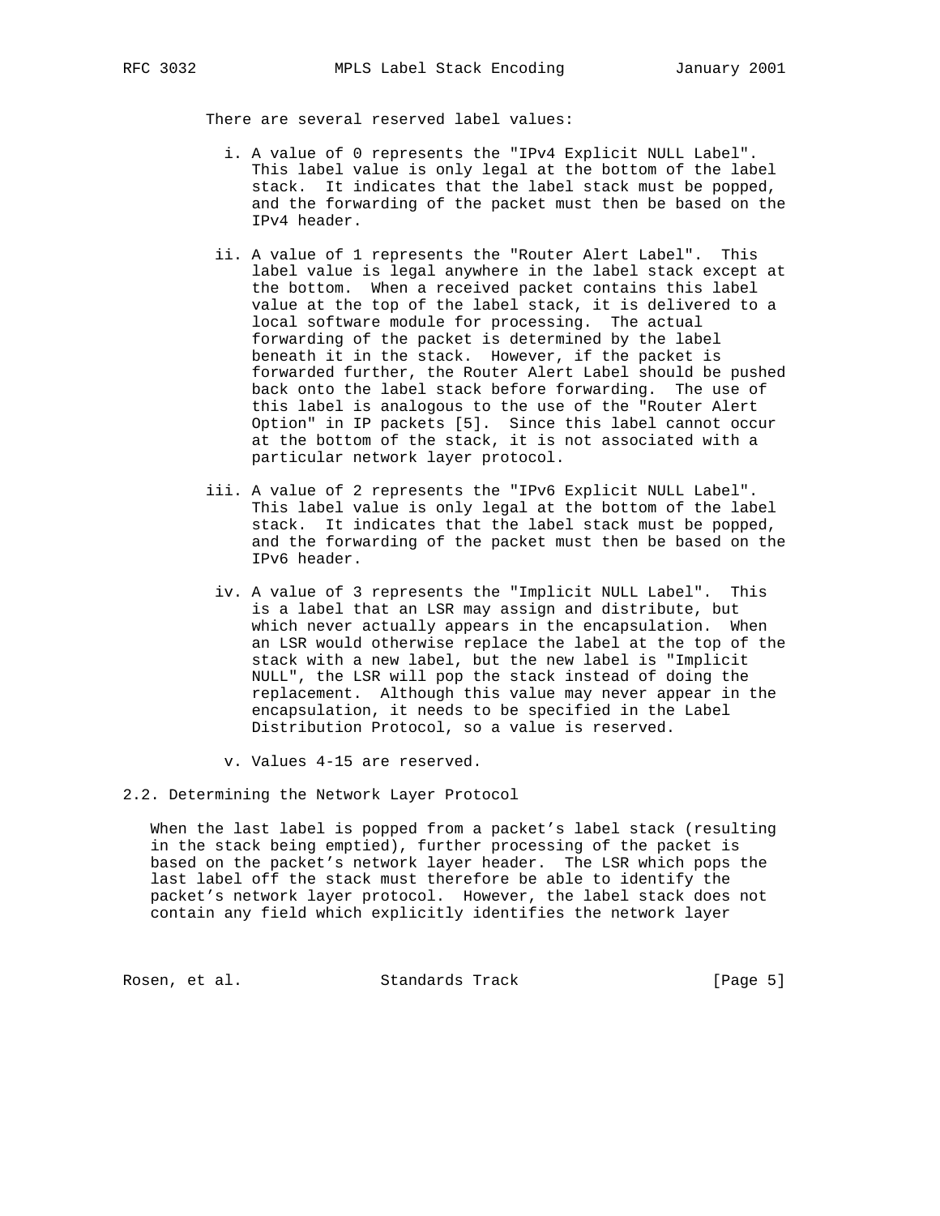There are several reserved label values:

i. A value of 0 represents the "IPv4 Explicit NULL Label". This label value is only legal at the bottom of the label stack. It indicates that the label stack must be popped, and the forwarding of the packet must then be based on the IPv4 header.

ii. A value of 1 represents the "Router Alert Label". This label value is legal anywhere in the label stack except at the bottom. When a received packet contains this label value at the top of the label stack, it is delivered to a local software module for processing. The actual forwarding of the packet is determined by the label beneath it in the stack. However, if the packet is forwarded further, the Router Alert Label should be pushed back onto the label stack before forwarding. The use of this label is analogous to the use of the "Router Alert Option" in IP packets [5]. Since this label cannot occur at the bottom of the stack, it is not associated with a particular network layer protocol.

iii. A value of 2 represents the "IPv6 Explicit NULL Label". This label value is only legal at the bottom of the label stack. It indicates that the label stack must be popped, and the forwarding of the packet must then be based on the IPv6 header.

iv. A value of 3 represents the "Implicit NULL Label". This is a label that an LSR may assign and distribute, but which never actually appears in the encapsulation. When an LSR would otherwise replace the label at the top of the stack with a new label, but the new label is "Implicit NULL", the LSR will pop the stack instead of doing the replacement. Although this value may never appear in the encapsulation, it needs to be specified in the Label Distribution Protocol, so a value is reserved.

v. Values 4-15 are reserved.

## 2.2. Determining the Network Layer Protocol

When the last label is popped from a packet's label stack (resulting in the stack being emptied), further processing of the packet is based on the packet's network layer header. The LSR which pops the last label off the stack must therefore be able to identify the packet's network layer protocol. However, the label stack does not contain any field which explicitly identifies the network layer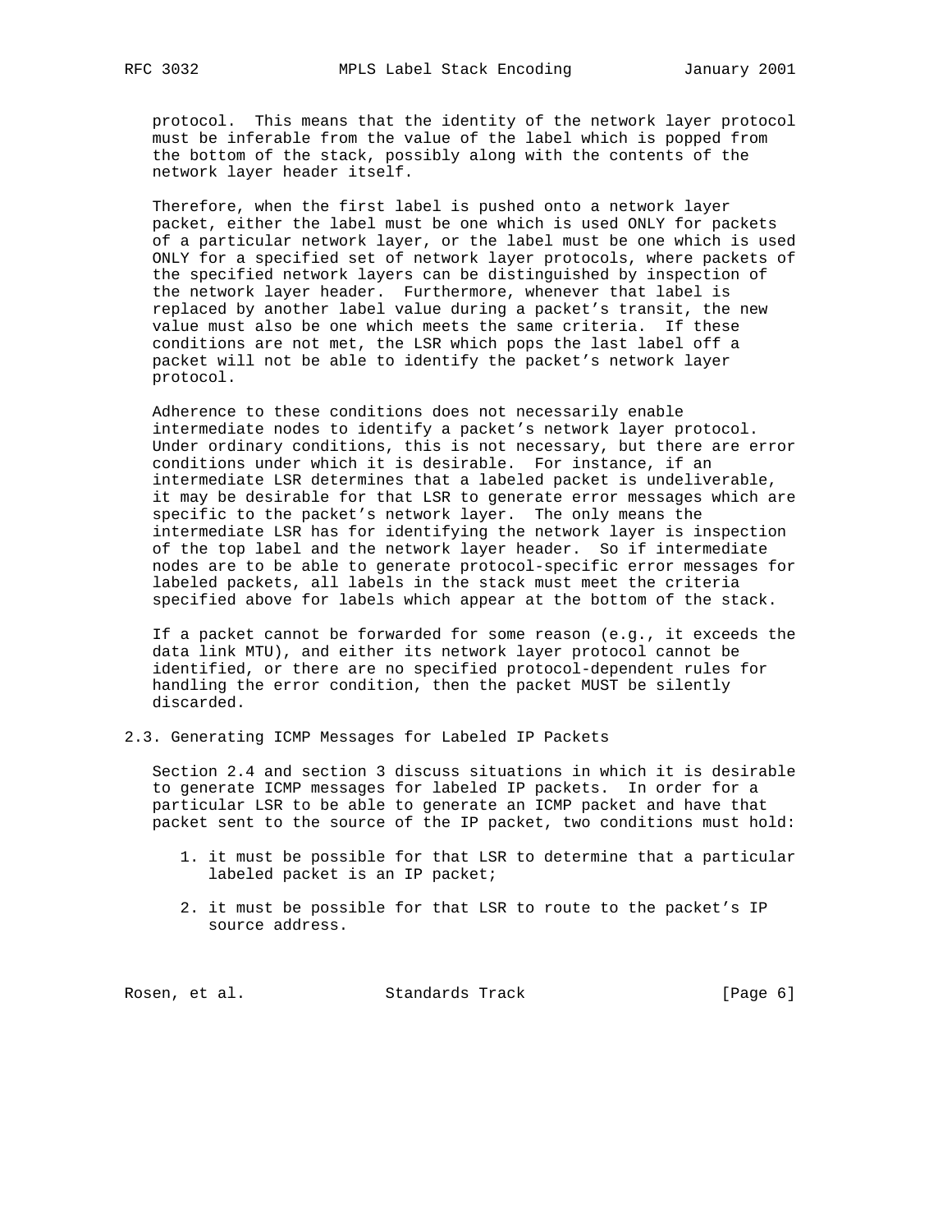protocol. This means that the identity of the network layer protocol must be inferable from the value of the label which is popped from the bottom of the stack, possibly along with the contents of the network layer header itself.

Therefore, when the first label is pushed onto a network layer packet, either the label must be one which is used ONLY for packets of a particular network layer, or the label must be one which is used ONLY for a specified set of network layer protocols, where packets of the specified network layers can be distinguished by inspection of the network layer header. Furthermore, whenever that label is replaced by another label value during a packet's transit, the new value must also be one which meets the same criteria. If these conditions are not met, the LSR which pops the last label off a packet will not be able to identify the packet's network layer protocol.

Adherence to these conditions does not necessarily enable intermediate nodes to identify a packet's network layer protocol. Under ordinary conditions, this is not necessary, but there are error conditions under which it is desirable. For instance, if an intermediate LSR determines that a labeled packet is undeliverable, it may be desirable for that LSR to generate error messages which are specific to the packet's network layer. The only means the intermediate LSR has for identifying the network layer is inspection of the top label and the network layer header. So if intermediate nodes are to be able to generate protocol-specific error messages for labeled packets, all labels in the stack must meet the criteria specified above for labels which appear at the bottom of the stack.

If a packet cannot be forwarded for some reason (e.g., it exceeds the data link MTU), and either its network layer protocol cannot be identified, or there are no specified protocol-dependent rules for handling the error condition, then the packet MUST be silently discarded.

## 2.3. Generating ICMP Messages for Labeled IP Packets

Section 2.4 and section 3 discuss situations in which it is desirable to generate ICMP messages for labeled IP packets. In order for a particular LSR to be able to generate an ICMP packet and have that packet sent to the source of the IP packet, two conditions must hold:

1. it must be possible for that LSR to determine that a particular labeled packet is an IP packet;

2. it must be possible for that LSR to route to the packet's IP source address.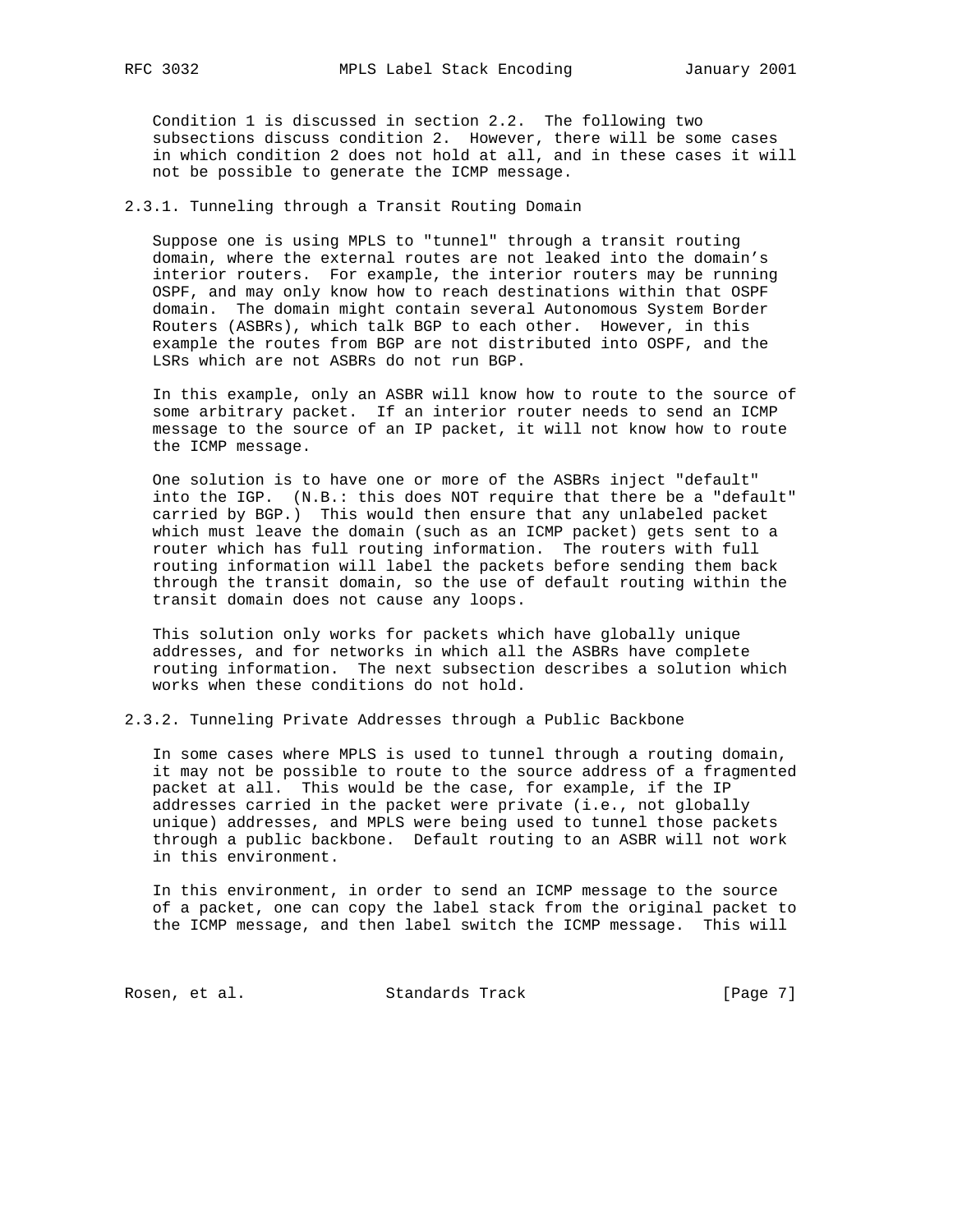Condition 1 is discussed in section 2.2. The following two subsections discuss condition 2. However, there will be some cases in which condition 2 does not hold at all, and in these cases it will not be possible to generate the ICMP message.

### 2.3.1. Tunneling through a Transit Routing Domain

Suppose one is using MPLS to "tunnel" through a transit routing domain, where the external routes are not leaked into the domain's interior routers. For example, the interior routers may be running OSPF, and may only know how to reach destinations within that OSPF domain. The domain might contain several Autonomous System Border Routers (ASBRs), which talk BGP to each other. However, in this example the routes from BGP are not distributed into OSPF, and the LSRs which are not ASBRs do not run BGP.

In this example, only an ASBR will know how to route to the source of some arbitrary packet. If an interior router needs to send an ICMP message to the source of an IP packet, it will not know how to route the ICMP message.

One solution is to have one or more of the ASBRs inject "default" into the IGP. (N.B.: this does NOT require that there be a "default" carried by BGP.) This would then ensure that any unlabeled packet which must leave the domain (such as an ICMP packet) gets sent to a router which has full routing information. The routers with full routing information will label the packets before sending them back through the transit domain, so the use of default routing within the transit domain does not cause any loops.

This solution only works for packets which have globally unique addresses, and for networks in which all the ASBRs have complete routing information. The next subsection describes a solution which works when these conditions do not hold.

### 2.3.2. Tunneling Private Addresses through a Public Backbone

In some cases where MPLS is used to tunnel through a routing domain, it may not be possible to route to the source address of a fragmented packet at all. This would be the case, for example, if the IP addresses carried in the packet were private (i.e., not globally unique) addresses, and MPLS were being used to tunnel those packets through a public backbone. Default routing to an ASBR will not work in this environment.

In this environment, in order to send an ICMP message to the source of a packet, one can copy the label stack from the original packet to the ICMP message, and then label switch the ICMP message. This will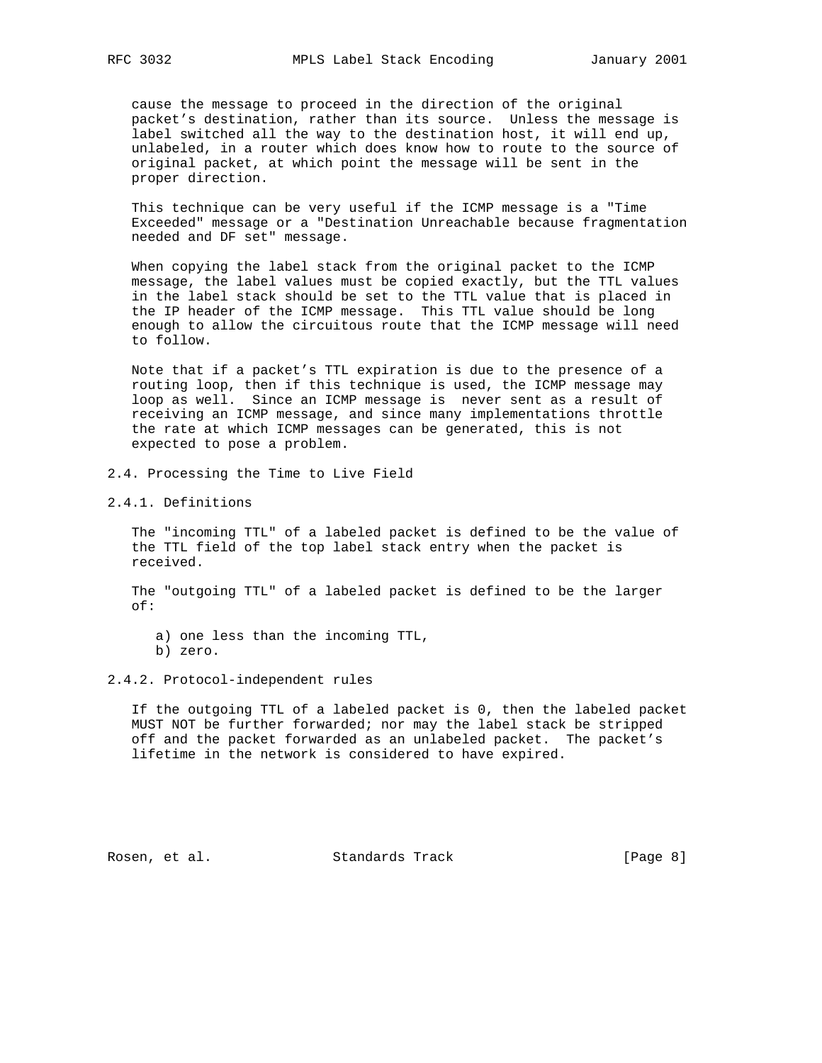cause the message to proceed in the direction of the original packet's destination, rather than its source. Unless the message is label switched all the way to the destination host, it will end up, unlabeled, in a router which does know how to route to the source of original packet, at which point the message will be sent in the proper direction.

This technique can be very useful if the ICMP message is a "Time Exceeded" message or a "Destination Unreachable because fragmentation needed and DF set" message.

When copying the label stack from the original packet to the ICMP message, the label values must be copied exactly, but the TTL values in the label stack should be set to the TTL value that is placed in the IP header of the ICMP message. This TTL value should be long enough to allow the circuitous route that the ICMP message will need to follow.

Note that if a packet's TTL expiration is due to the presence of a routing loop, then if this technique is used, the ICMP message may loop as well. Since an ICMP message is  never sent as a result of receiving an ICMP message, and since many implementations throttle the rate at which ICMP messages can be generated, this is not expected to pose a problem.

## 2.4. Processing the Time to Live Field

### 2.4.1. Definitions

The "incoming TTL" of a labeled packet is defined to be the value of the TTL field of the top label stack entry when the packet is received.

The "outgoing TTL" of a labeled packet is defined to be the larger of:

a) one less than the incoming TTL,
b) zero.

### 2.4.2. Protocol-independent rules

If the outgoing TTL of a labeled packet is 0, then the labeled packet MUST NOT be further forwarded; nor may the label stack be stripped off and the packet forwarded as an unlabeled packet. The packet's lifetime in the network is considered to have expired.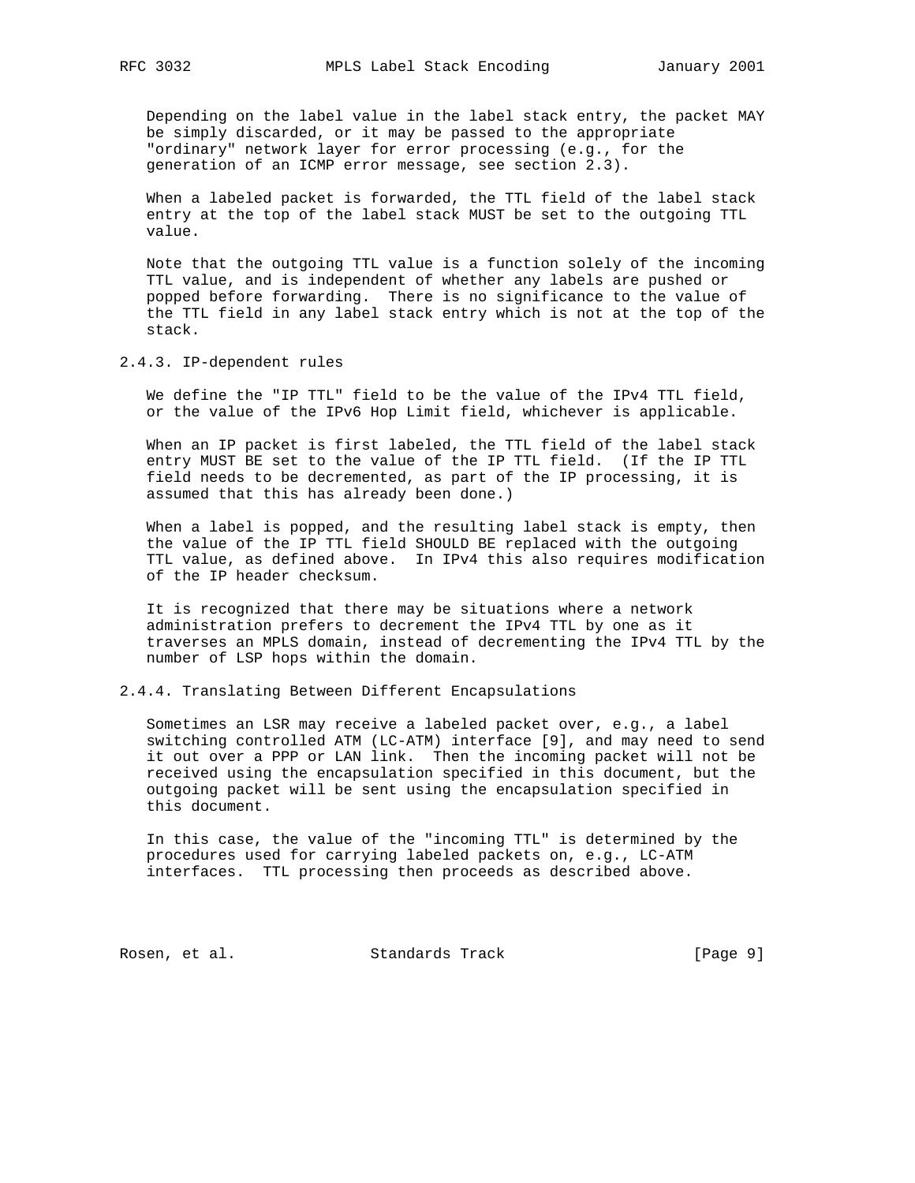Depending on the label value in the label stack entry, the packet MAY be simply discarded, or it may be passed to the appropriate "ordinary" network layer for error processing (e.g., for the generation of an ICMP error message, see section 2.3).

When a labeled packet is forwarded, the TTL field of the label stack entry at the top of the label stack MUST be set to the outgoing TTL value.

Note that the outgoing TTL value is a function solely of the incoming TTL value, and is independent of whether any labels are pushed or popped before forwarding. There is no significance to the value of the TTL field in any label stack entry which is not at the top of the stack.

### 2.4.3. IP-dependent rules

We define the "IP TTL" field to be the value of the IPv4 TTL field, or the value of the IPv6 Hop Limit field, whichever is applicable.

When an IP packet is first labeled, the TTL field of the label stack entry MUST BE set to the value of the IP TTL field. (If the IP TTL field needs to be decremented, as part of the IP processing, it is assumed that this has already been done.)

When a label is popped, and the resulting label stack is empty, then the value of the IP TTL field SHOULD BE replaced with the outgoing TTL value, as defined above. In IPv4 this also requires modification of the IP header checksum.

It is recognized that there may be situations where a network administration prefers to decrement the IPv4 TTL by one as it traverses an MPLS domain, instead of decrementing the IPv4 TTL by the number of LSP hops within the domain.

### 2.4.4. Translating Between Different Encapsulations

Sometimes an LSR may receive a labeled packet over, e.g., a label switching controlled ATM (LC-ATM) interface [9], and may need to send it out over a PPP or LAN link. Then the incoming packet will not be received using the encapsulation specified in this document, but the outgoing packet will be sent using the encapsulation specified in this document.

In this case, the value of the "incoming TTL" is determined by the procedures used for carrying labeled packets on, e.g., LC-ATM interfaces. TTL processing then proceeds as described above.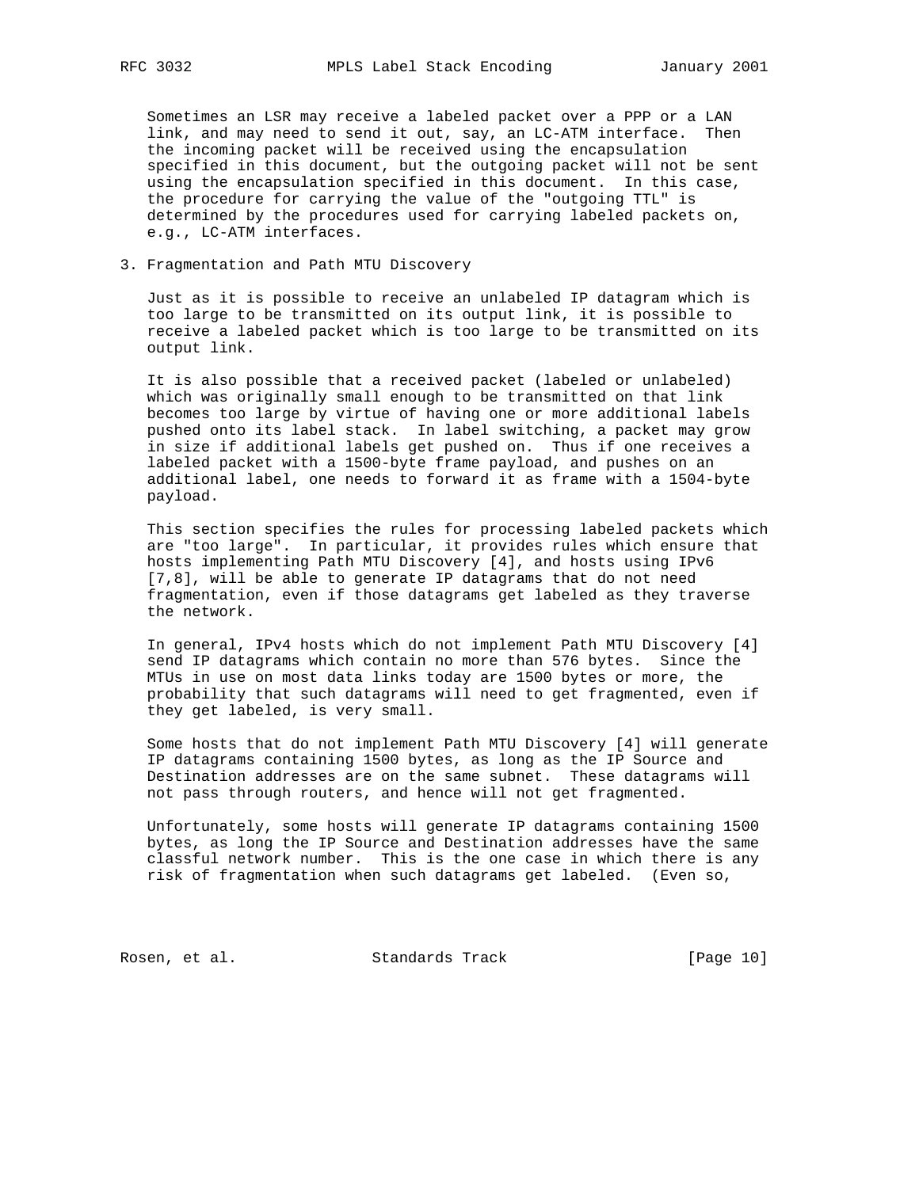Sometimes an LSR may receive a labeled packet over a PPP or a LAN link, and may need to send it out, say, an LC-ATM interface. Then the incoming packet will be received using the encapsulation specified in this document, but the outgoing packet will not be sent using the encapsulation specified in this document. In this case, the procedure for carrying the value of the "outgoing TTL" is determined by the procedures used for carrying labeled packets on, e.g., LC-ATM interfaces.

## 3. Fragmentation and Path MTU Discovery

Just as it is possible to receive an unlabeled IP datagram which is too large to be transmitted on its output link, it is possible to receive a labeled packet which is too large to be transmitted on its output link.

It is also possible that a received packet (labeled or unlabeled) which was originally small enough to be transmitted on that link becomes too large by virtue of having one or more additional labels pushed onto its label stack. In label switching, a packet may grow in size if additional labels get pushed on. Thus if one receives a labeled packet with a 1500-byte frame payload, and pushes on an additional label, one needs to forward it as frame with a 1504-byte payload.

This section specifies the rules for processing labeled packets which are "too large". In particular, it provides rules which ensure that hosts implementing Path MTU Discovery [4], and hosts using IPv6 [7,8], will be able to generate IP datagrams that do not need fragmentation, even if those datagrams get labeled as they traverse the network.

In general, IPv4 hosts which do not implement Path MTU Discovery [4] send IP datagrams which contain no more than 576 bytes. Since the MTUs in use on most data links today are 1500 bytes or more, the probability that such datagrams will need to get fragmented, even if they get labeled, is very small.

Some hosts that do not implement Path MTU Discovery [4] will generate IP datagrams containing 1500 bytes, as long as the IP Source and Destination addresses are on the same subnet. These datagrams will not pass through routers, and hence will not get fragmented.

Unfortunately, some hosts will generate IP datagrams containing 1500 bytes, as long the IP Source and Destination addresses have the same classful network number. This is the one case in which there is any risk of fragmentation when such datagrams get labeled. (Even so,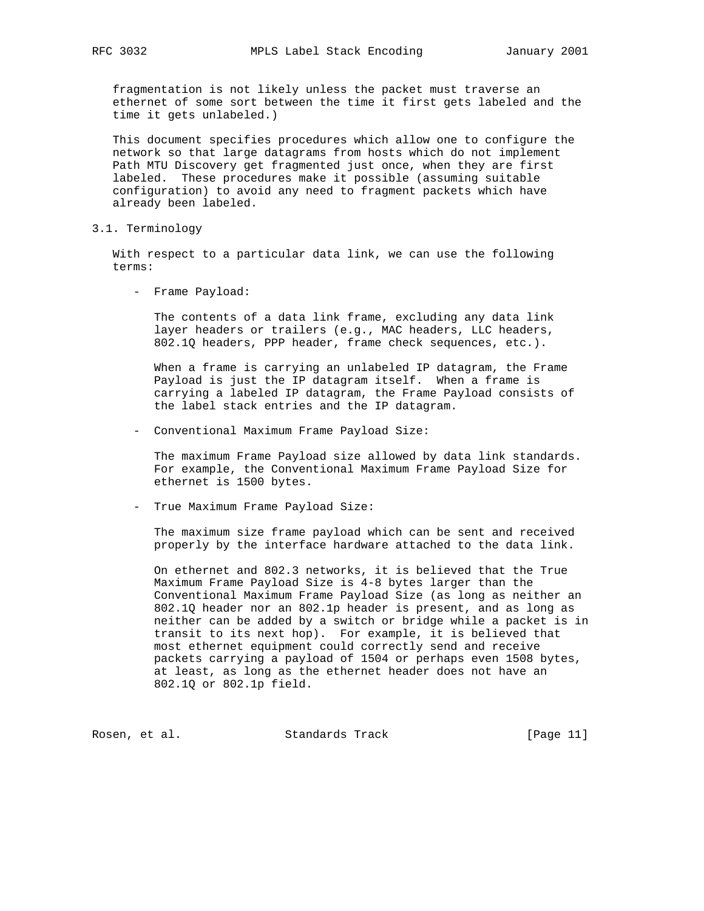fragmentation is not likely unless the packet must traverse an ethernet of some sort between the time it first gets labeled and the time it gets unlabeled.)

This document specifies procedures which allow one to configure the network so that large datagrams from hosts which do not implement Path MTU Discovery get fragmented just once, when they are first labeled. These procedures make it possible (assuming suitable configuration) to avoid any need to fragment packets which have already been labeled.

### 3.1. Terminology

With respect to a particular data link, we can use the following terms:

- Frame Payload:

  The contents of a data link frame, excluding any data link layer headers or trailers (e.g., MAC headers, LLC headers, 802.1Q headers, PPP header, frame check sequences, etc.).

  When a frame is carrying an unlabeled IP datagram, the Frame Payload is just the IP datagram itself. When a frame is carrying a labeled IP datagram, the Frame Payload consists of the label stack entries and the IP datagram.

- Conventional Maximum Frame Payload Size:

  The maximum Frame Payload size allowed by data link standards. For example, the Conventional Maximum Frame Payload Size for ethernet is 1500 bytes.

- True Maximum Frame Payload Size:

  The maximum size frame payload which can be sent and received properly by the interface hardware attached to the data link.

  On ethernet and 802.3 networks, it is believed that the True Maximum Frame Payload Size is 4-8 bytes larger than the Conventional Maximum Frame Payload Size (as long as neither an 802.1Q header nor an 802.1p header is present, and as long as neither can be added by a switch or bridge while a packet is in transit to its next hop). For example, it is believed that most ethernet equipment could correctly send and receive packets carrying a payload of 1504 or perhaps even 1508 bytes, at least, as long as the ethernet header does not have an 802.1Q or 802.1p field.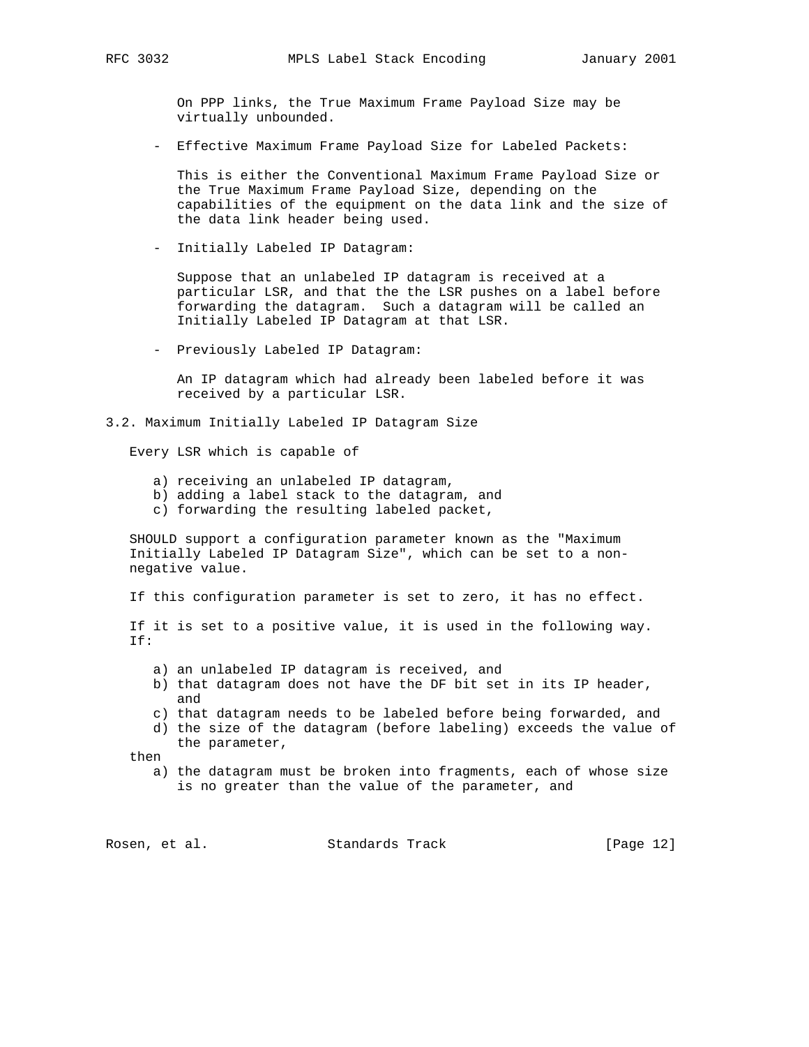On PPP links, the True Maximum Frame Payload Size may be virtually unbounded.

- Effective Maximum Frame Payload Size for Labeled Packets:

  This is either the Conventional Maximum Frame Payload Size or the True Maximum Frame Payload Size, depending on the capabilities of the equipment on the data link and the size of the data link header being used.

- Initially Labeled IP Datagram:

  Suppose that an unlabeled IP datagram is received at a particular LSR, and that the the LSR pushes on a label before forwarding the datagram. Such a datagram will be called an Initially Labeled IP Datagram at that LSR.

- Previously Labeled IP Datagram:

  An IP datagram which had already been labeled before it was received by a particular LSR.

### 3.2. Maximum Initially Labeled IP Datagram Size

Every LSR which is capable of

a) receiving an unlabeled IP datagram,
b) adding a label stack to the datagram, and
c) forwarding the resulting labeled packet,

SHOULD support a configuration parameter known as the "Maximum Initially Labeled IP Datagram Size", which can be set to a non-negative value.

If this configuration parameter is set to zero, it has no effect.

If it is set to a positive value, it is used in the following way. If:

a) an unlabeled IP datagram is received, and
b) that datagram does not have the DF bit set in its IP header, and
c) that datagram needs to be labeled before being forwarded, and
d) the size of the datagram (before labeling) exceeds the value of the parameter,

then

a) the datagram must be broken into fragments, each of whose size is no greater than the value of the parameter, and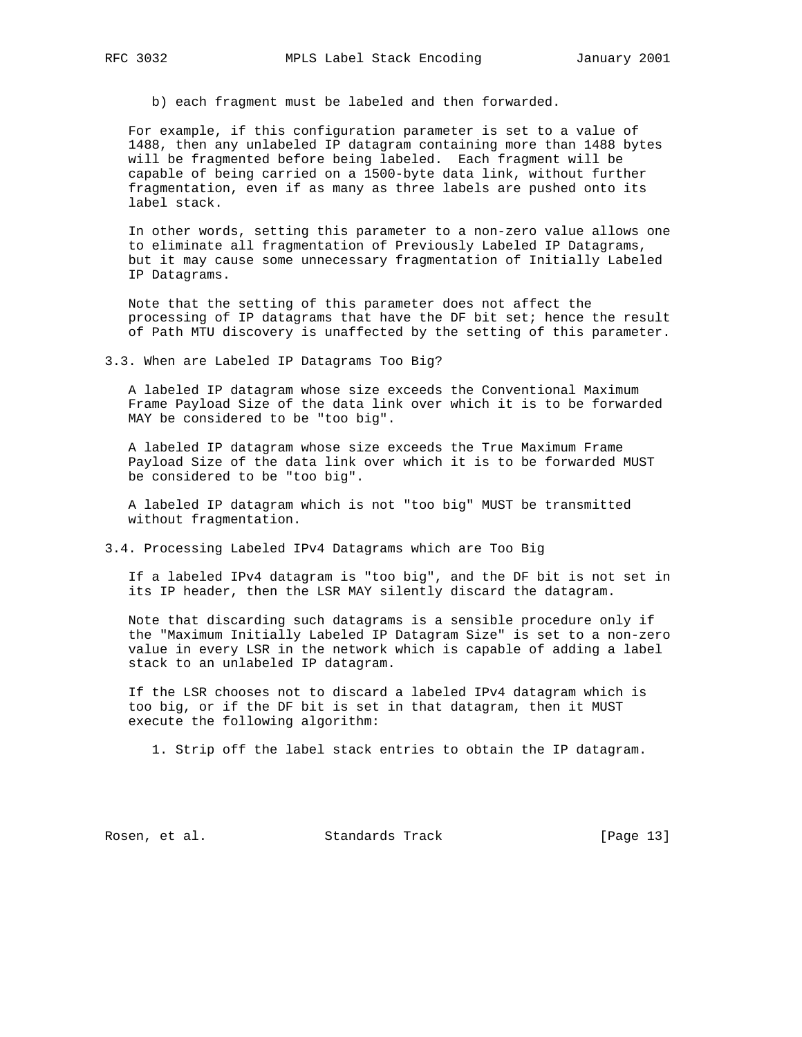b) each fragment must be labeled and then forwarded.

For example, if this configuration parameter is set to a value of 1488, then any unlabeled IP datagram containing more than 1488 bytes will be fragmented before being labeled. Each fragment will be capable of being carried on a 1500-byte data link, without further fragmentation, even if as many as three labels are pushed onto its label stack.

In other words, setting this parameter to a non-zero value allows one to eliminate all fragmentation of Previously Labeled IP Datagrams, but it may cause some unnecessary fragmentation of Initially Labeled IP Datagrams.

Note that the setting of this parameter does not affect the processing of IP datagrams that have the DF bit set; hence the result of Path MTU discovery is unaffected by the setting of this parameter.

### 3.3. When are Labeled IP Datagrams Too Big?

A labeled IP datagram whose size exceeds the Conventional Maximum Frame Payload Size of the data link over which it is to be forwarded MAY be considered to be "too big".

A labeled IP datagram whose size exceeds the True Maximum Frame Payload Size of the data link over which it is to be forwarded MUST be considered to be "too big".

A labeled IP datagram which is not "too big" MUST be transmitted without fragmentation.

### 3.4. Processing Labeled IPv4 Datagrams which are Too Big

If a labeled IPv4 datagram is "too big", and the DF bit is not set in its IP header, then the LSR MAY silently discard the datagram.

Note that discarding such datagrams is a sensible procedure only if the "Maximum Initially Labeled IP Datagram Size" is set to a non-zero value in every LSR in the network which is capable of adding a label stack to an unlabeled IP datagram.

If the LSR chooses not to discard a labeled IPv4 datagram which is too big, or if the DF bit is set in that datagram, then it MUST execute the following algorithm:

1. Strip off the label stack entries to obtain the IP datagram.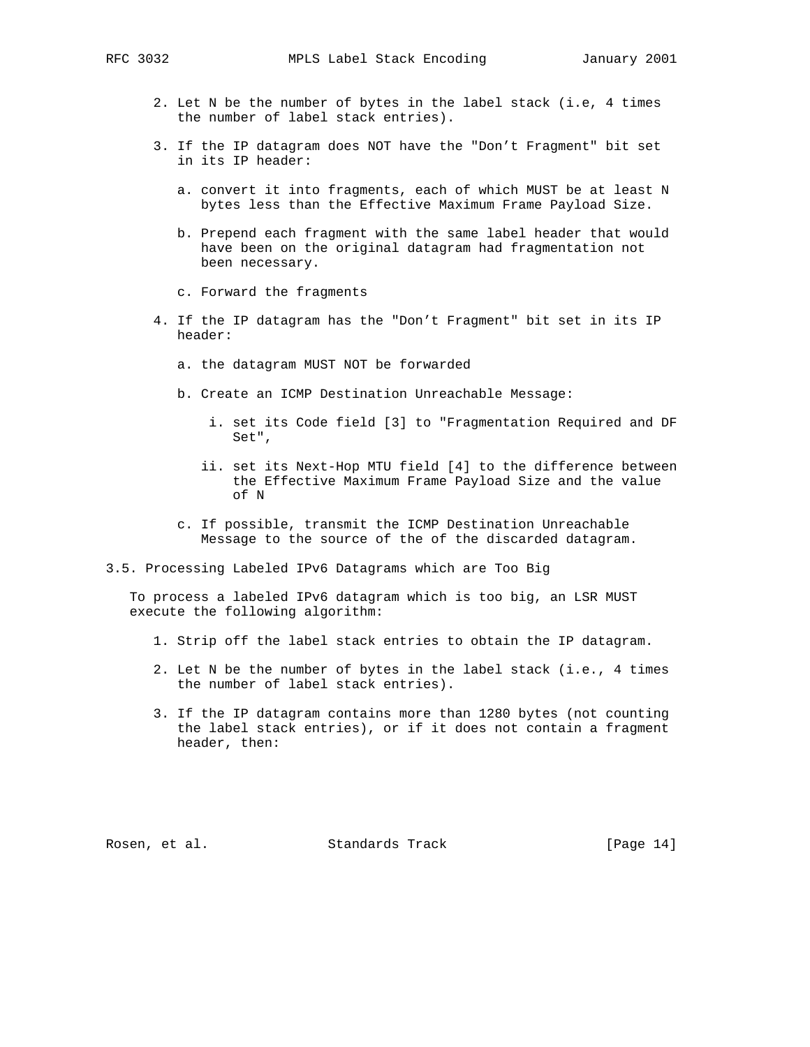2. Let N be the number of bytes in the label stack (i.e, 4 times the number of label stack entries).

3. If the IP datagram does NOT have the "Don't Fragment" bit set in its IP header:

   a. convert it into fragments, each of which MUST be at least N bytes less than the Effective Maximum Frame Payload Size.

   b. Prepend each fragment with the same label header that would have been on the original datagram had fragmentation not been necessary.

   c. Forward the fragments

4. If the IP datagram has the "Don't Fragment" bit set in its IP header:

   a. the datagram MUST NOT be forwarded

   b. Create an ICMP Destination Unreachable Message:

      i. set its Code field [3] to "Fragmentation Required and DF Set",

      ii. set its Next-Hop MTU field [4] to the difference between the Effective Maximum Frame Payload Size and the value of N

   c. If possible, transmit the ICMP Destination Unreachable Message to the source of the of the discarded datagram.

### 3.5. Processing Labeled IPv6 Datagrams which are Too Big

To process a labeled IPv6 datagram which is too big, an LSR MUST execute the following algorithm:

1. Strip off the label stack entries to obtain the IP datagram.

2. Let N be the number of bytes in the label stack (i.e., 4 times the number of label stack entries).

3. If the IP datagram contains more than 1280 bytes (not counting the label stack entries), or if it does not contain a fragment header, then: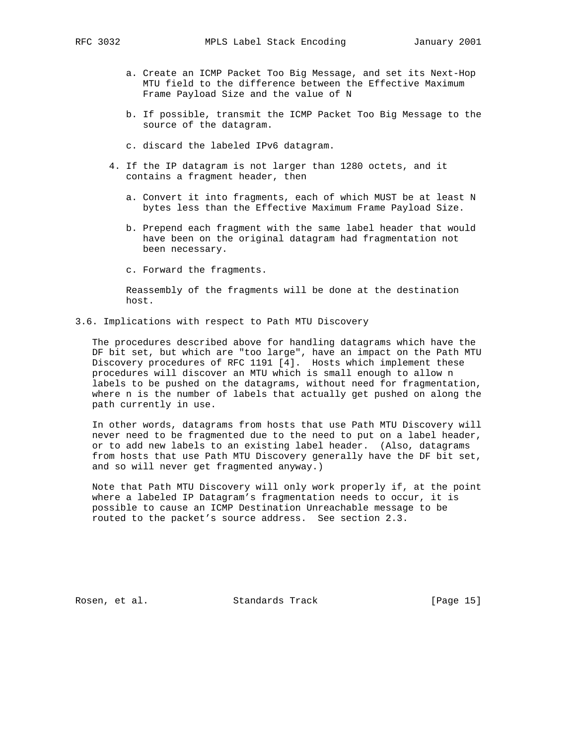a. Create an ICMP Packet Too Big Message, and set its Next-Hop MTU field to the difference between the Effective Maximum Frame Payload Size and the value of N

   b. If possible, transmit the ICMP Packet Too Big Message to the source of the datagram.

   c. discard the labeled IPv6 datagram.

4. If the IP datagram is not larger than 1280 octets, and it contains a fragment header, then

   a. Convert it into fragments, each of which MUST be at least N bytes less than the Effective Maximum Frame Payload Size.

   b. Prepend each fragment with the same label header that would have been on the original datagram had fragmentation not been necessary.

   c. Forward the fragments.

   Reassembly of the fragments will be done at the destination host.

### 3.6. Implications with respect to Path MTU Discovery

The procedures described above for handling datagrams which have the DF bit set, but which are "too large", have an impact on the Path MTU Discovery procedures of RFC 1191 [4]. Hosts which implement these procedures will discover an MTU which is small enough to allow n labels to be pushed on the datagrams, without need for fragmentation, where n is the number of labels that actually get pushed on along the path currently in use.

In other words, datagrams from hosts that use Path MTU Discovery will never need to be fragmented due to the need to put on a label header, or to add new labels to an existing label header. (Also, datagrams from hosts that use Path MTU Discovery generally have the DF bit set, and so will never get fragmented anyway.)

Note that Path MTU Discovery will only work properly if, at the point where a labeled IP Datagram's fragmentation needs to occur, it is possible to cause an ICMP Destination Unreachable message to be routed to the packet's source address. See section 2.3.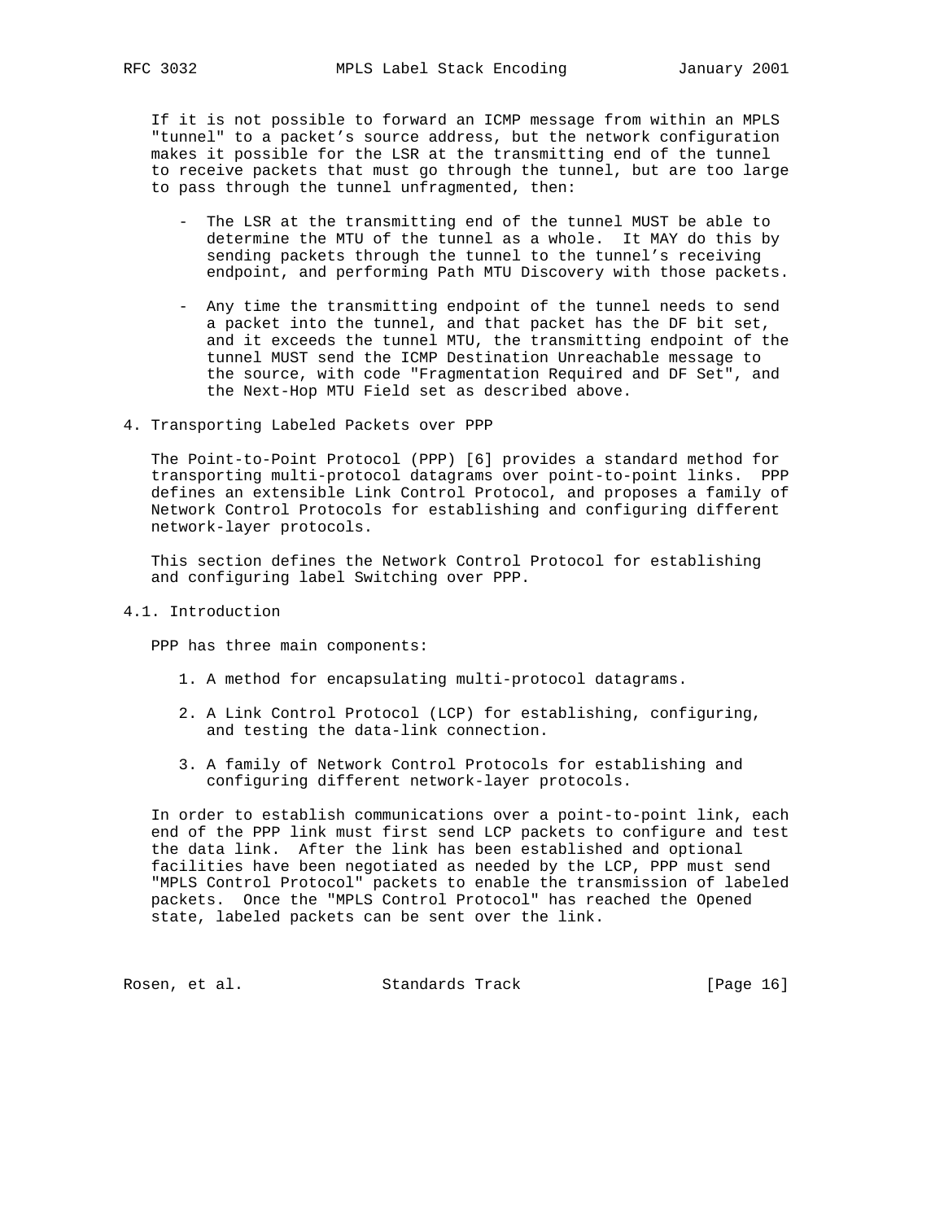If it is not possible to forward an ICMP message from within an MPLS "tunnel" to a packet's source address, but the network configuration makes it possible for the LSR at the transmitting end of the tunnel to receive packets that must go through the tunnel, but are too large to pass through the tunnel unfragmented, then:

- The LSR at the transmitting end of the tunnel MUST be able to determine the MTU of the tunnel as a whole. It MAY do this by sending packets through the tunnel to the tunnel's receiving endpoint, and performing Path MTU Discovery with those packets.

- Any time the transmitting endpoint of the tunnel needs to send a packet into the tunnel, and that packet has the DF bit set, and it exceeds the tunnel MTU, the transmitting endpoint of the tunnel MUST send the ICMP Destination Unreachable message to the source, with code "Fragmentation Required and DF Set", and the Next-Hop MTU Field set as described above.

## 4. Transporting Labeled Packets over PPP

The Point-to-Point Protocol (PPP) [6] provides a standard method for transporting multi-protocol datagrams over point-to-point links. PPP defines an extensible Link Control Protocol, and proposes a family of Network Control Protocols for establishing and configuring different network-layer protocols.

This section defines the Network Control Protocol for establishing and configuring label Switching over PPP.

### 4.1. Introduction

PPP has three main components:

1. A method for encapsulating multi-protocol datagrams.

2. A Link Control Protocol (LCP) for establishing, configuring, and testing the data-link connection.

3. A family of Network Control Protocols for establishing and configuring different network-layer protocols.

In order to establish communications over a point-to-point link, each end of the PPP link must first send LCP packets to configure and test the data link. After the link has been established and optional facilities have been negotiated as needed by the LCP, PPP must send "MPLS Control Protocol" packets to enable the transmission of labeled packets. Once the "MPLS Control Protocol" has reached the Opened state, labeled packets can be sent over the link.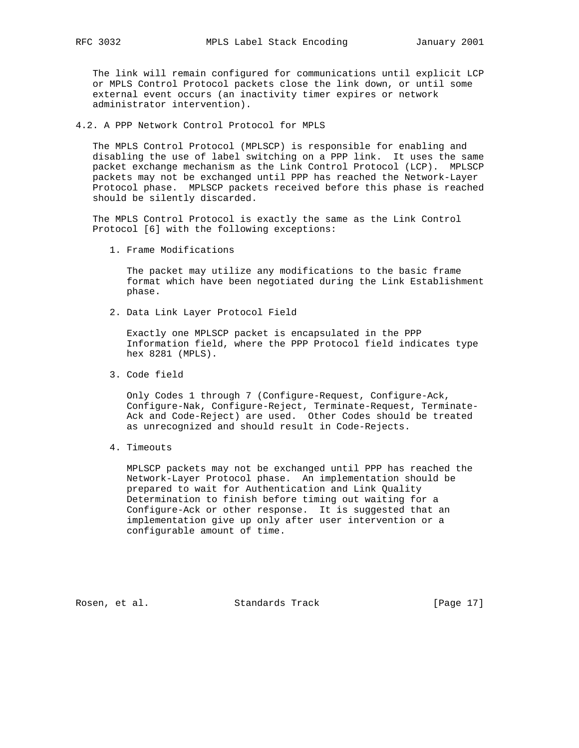The link will remain configured for communications until explicit LCP or MPLS Control Protocol packets close the link down, or until some external event occurs (an inactivity timer expires or network administrator intervention).

## 4.2. A PPP Network Control Protocol for MPLS

The MPLS Control Protocol (MPLSCP) is responsible for enabling and disabling the use of label switching on a PPP link. It uses the same packet exchange mechanism as the Link Control Protocol (LCP). MPLSCP packets may not be exchanged until PPP has reached the Network-Layer Protocol phase. MPLSCP packets received before this phase is reached should be silently discarded.

The MPLS Control Protocol is exactly the same as the Link Control Protocol [6] with the following exceptions:

1. Frame Modifications

   The packet may utilize any modifications to the basic frame format which have been negotiated during the Link Establishment phase.

2. Data Link Layer Protocol Field

   Exactly one MPLSCP packet is encapsulated in the PPP Information field, where the PPP Protocol field indicates type hex 8281 (MPLS).

3. Code field

   Only Codes 1 through 7 (Configure-Request, Configure-Ack, Configure-Nak, Configure-Reject, Terminate-Request, Terminate-Ack and Code-Reject) are used. Other Codes should be treated as unrecognized and should result in Code-Rejects.

4. Timeouts

   MPLSCP packets may not be exchanged until PPP has reached the Network-Layer Protocol phase. An implementation should be prepared to wait for Authentication and Link Quality Determination to finish before timing out waiting for a Configure-Ack or other response. It is suggested that an implementation give up only after user intervention or a configurable amount of time.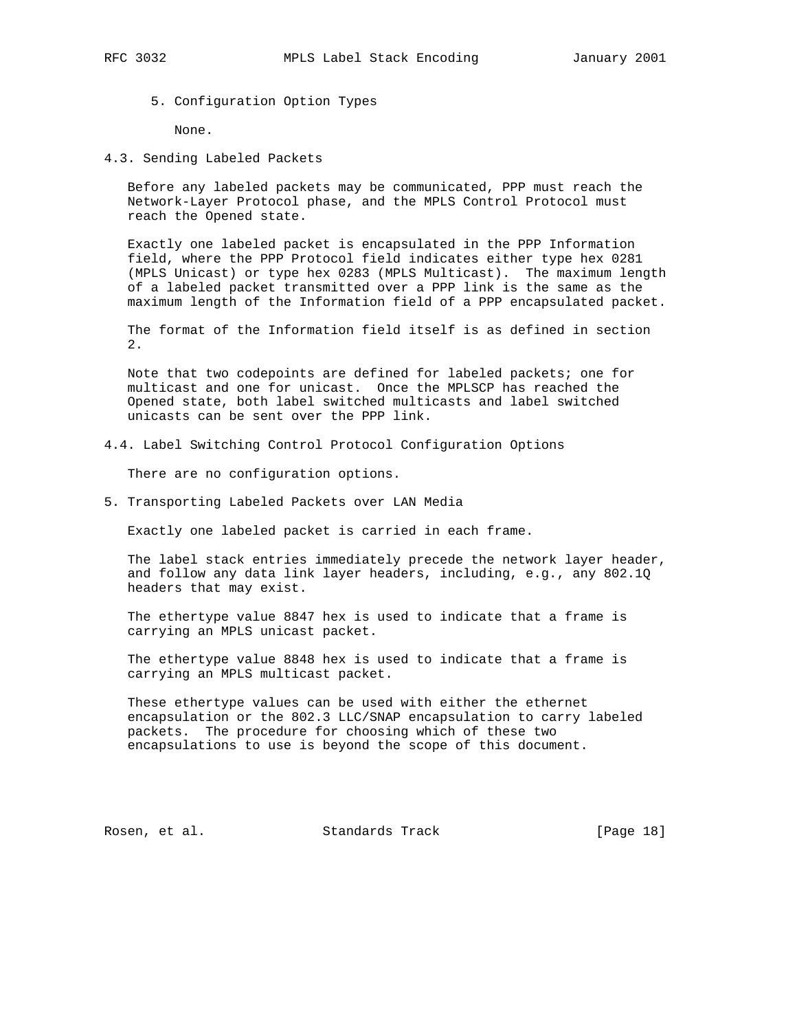5. Configuration Option Types

None.

### 4.3. Sending Labeled Packets

Before any labeled packets may be communicated, PPP must reach the Network-Layer Protocol phase, and the MPLS Control Protocol must reach the Opened state.

Exactly one labeled packet is encapsulated in the PPP Information field, where the PPP Protocol field indicates either type hex 0281 (MPLS Unicast) or type hex 0283 (MPLS Multicast). The maximum length of a labeled packet transmitted over a PPP link is the same as the maximum length of the Information field of a PPP encapsulated packet.

The format of the Information field itself is as defined in section 2.

Note that two codepoints are defined for labeled packets; one for multicast and one for unicast. Once the MPLSCP has reached the Opened state, both label switched multicasts and label switched unicasts can be sent over the PPP link.

### 4.4. Label Switching Control Protocol Configuration Options

There are no configuration options.

## 5. Transporting Labeled Packets over LAN Media

Exactly one labeled packet is carried in each frame.

The label stack entries immediately precede the network layer header, and follow any data link layer headers, including, e.g., any 802.1Q headers that may exist.

The ethertype value 8847 hex is used to indicate that a frame is carrying an MPLS unicast packet.

The ethertype value 8848 hex is used to indicate that a frame is carrying an MPLS multicast packet.

These ethertype values can be used with either the ethernet encapsulation or the 802.3 LLC/SNAP encapsulation to carry labeled packets. The procedure for choosing which of these two encapsulations to use is beyond the scope of this document.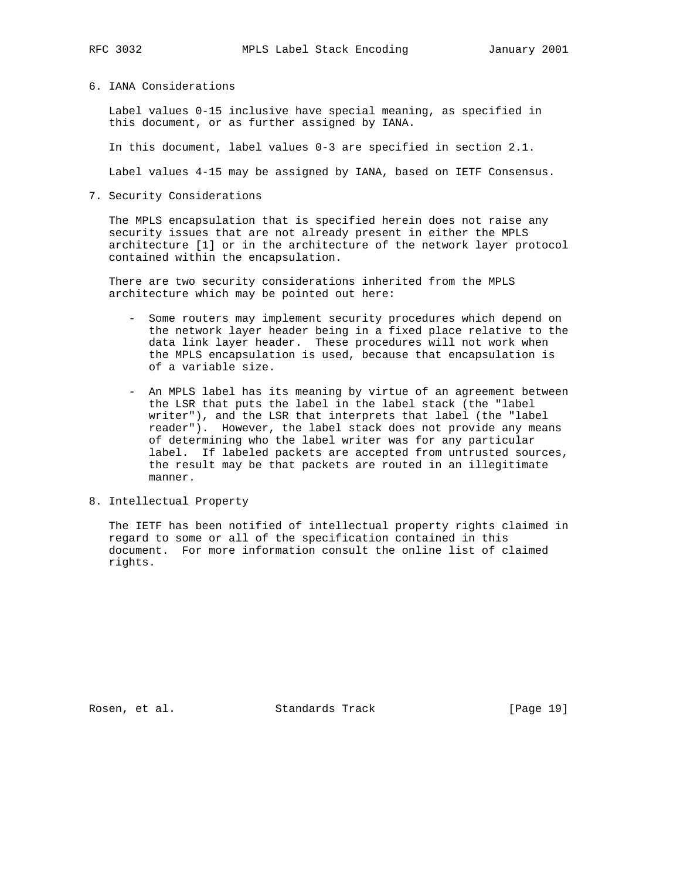## 6. IANA Considerations

Label values 0-15 inclusive have special meaning, as specified in this document, or as further assigned by IANA.

In this document, label values 0-3 are specified in section 2.1.

Label values 4-15 may be assigned by IANA, based on IETF Consensus.

## 7. Security Considerations

The MPLS encapsulation that is specified herein does not raise any security issues that are not already present in either the MPLS architecture [1] or in the architecture of the network layer protocol contained within the encapsulation.

There are two security considerations inherited from the MPLS architecture which may be pointed out here:

- Some routers may implement security procedures which depend on the network layer header being in a fixed place relative to the data link layer header. These procedures will not work when the MPLS encapsulation is used, because that encapsulation is of a variable size.

- An MPLS label has its meaning by virtue of an agreement between the LSR that puts the label in the label stack (the "label writer"), and the LSR that interprets that label (the "label reader"). However, the label stack does not provide any means of determining who the label writer was for any particular label. If labeled packets are accepted from untrusted sources, the result may be that packets are routed in an illegitimate manner.

## 8. Intellectual Property

The IETF has been notified of intellectual property rights claimed in regard to some or all of the specification contained in this document. For more information consult the online list of claimed rights.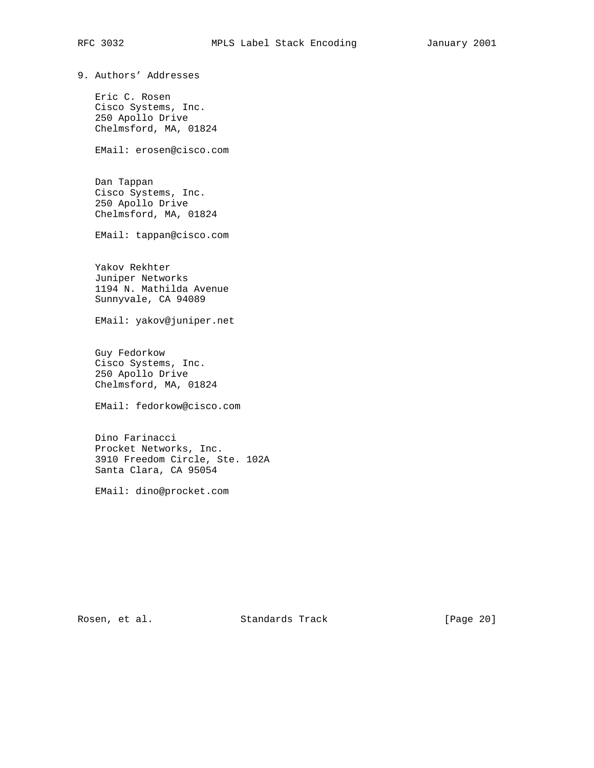## 9. Authors' Addresses

Eric C. Rosen
Cisco Systems, Inc.
250 Apollo Drive
Chelmsford, MA, 01824

EMail: erosen@cisco.com

Dan Tappan
Cisco Systems, Inc.
250 Apollo Drive
Chelmsford, MA, 01824

EMail: tappan@cisco.com

Yakov Rekhter
Juniper Networks
1194 N. Mathilda Avenue
Sunnyvale, CA 94089

EMail: yakov@juniper.net

Guy Fedorkow
Cisco Systems, Inc.
250 Apollo Drive
Chelmsford, MA, 01824

EMail: fedorkow@cisco.com

Dino Farinacci
Procket Networks, Inc.
3910 Freedom Circle, Ste. 102A
Santa Clara, CA 95054

EMail: dino@procket.com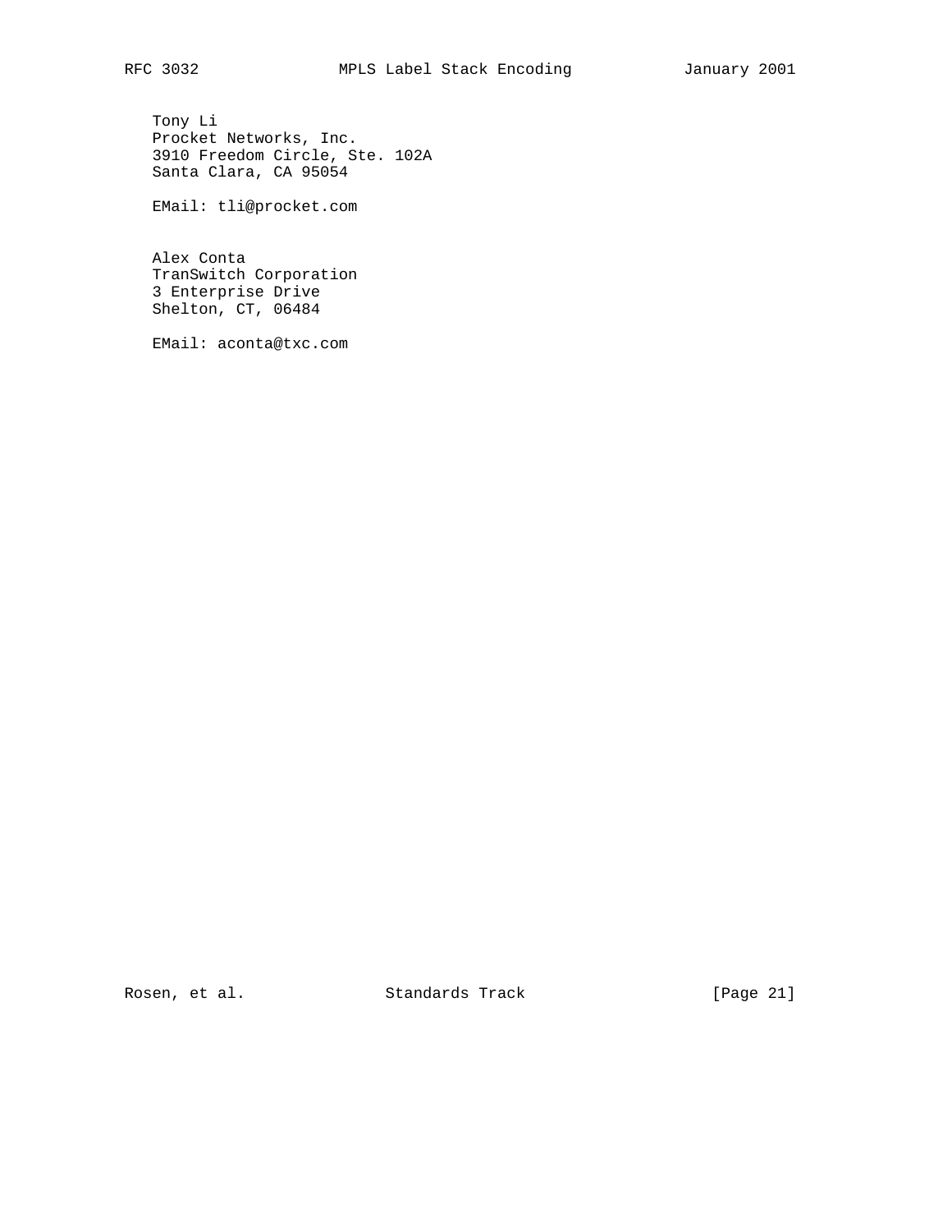Tony Li
Procket Networks, Inc.
3910 Freedom Circle, Ste. 102A
Santa Clara, CA 95054

EMail: tli@procket.com

Alex Conta
TranSwitch Corporation
3 Enterprise Drive
Shelton, CT, 06484

EMail: aconta@txc.com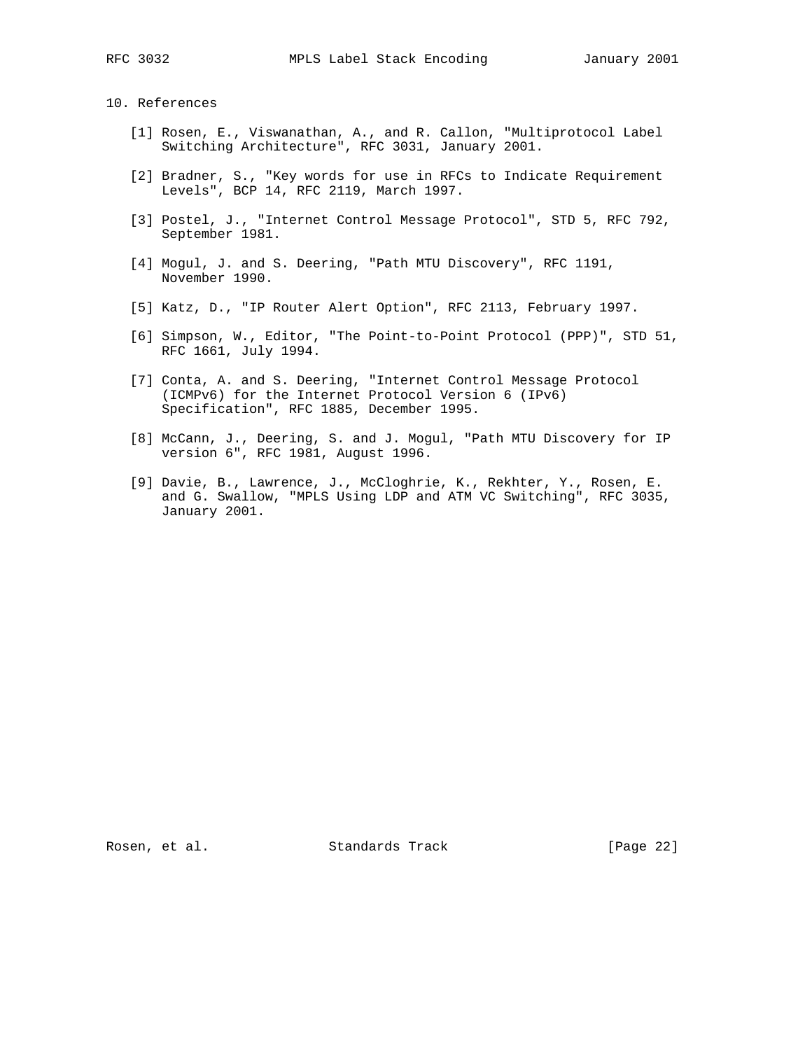## 10. References

[1] Rosen, E., Viswanathan, A., and R. Callon, "Multiprotocol Label Switching Architecture", RFC 3031, January 2001.

[2] Bradner, S., "Key words for use in RFCs to Indicate Requirement Levels", BCP 14, RFC 2119, March 1997.

[3] Postel, J., "Internet Control Message Protocol", STD 5, RFC 792, September 1981.

[4] Mogul, J. and S. Deering, "Path MTU Discovery", RFC 1191, November 1990.

[5] Katz, D., "IP Router Alert Option", RFC 2113, February 1997.

[6] Simpson, W., Editor, "The Point-to-Point Protocol (PPP)", STD 51, RFC 1661, July 1994.

[7] Conta, A. and S. Deering, "Internet Control Message Protocol (ICMPv6) for the Internet Protocol Version 6 (IPv6) Specification", RFC 1885, December 1995.

[8] McCann, J., Deering, S. and J. Mogul, "Path MTU Discovery for IP version 6", RFC 1981, August 1996.

[9] Davie, B., Lawrence, J., McCloghrie, K., Rekhter, Y., Rosen, E. and G. Swallow, "MPLS Using LDP and ATM VC Switching", RFC 3035, January 2001.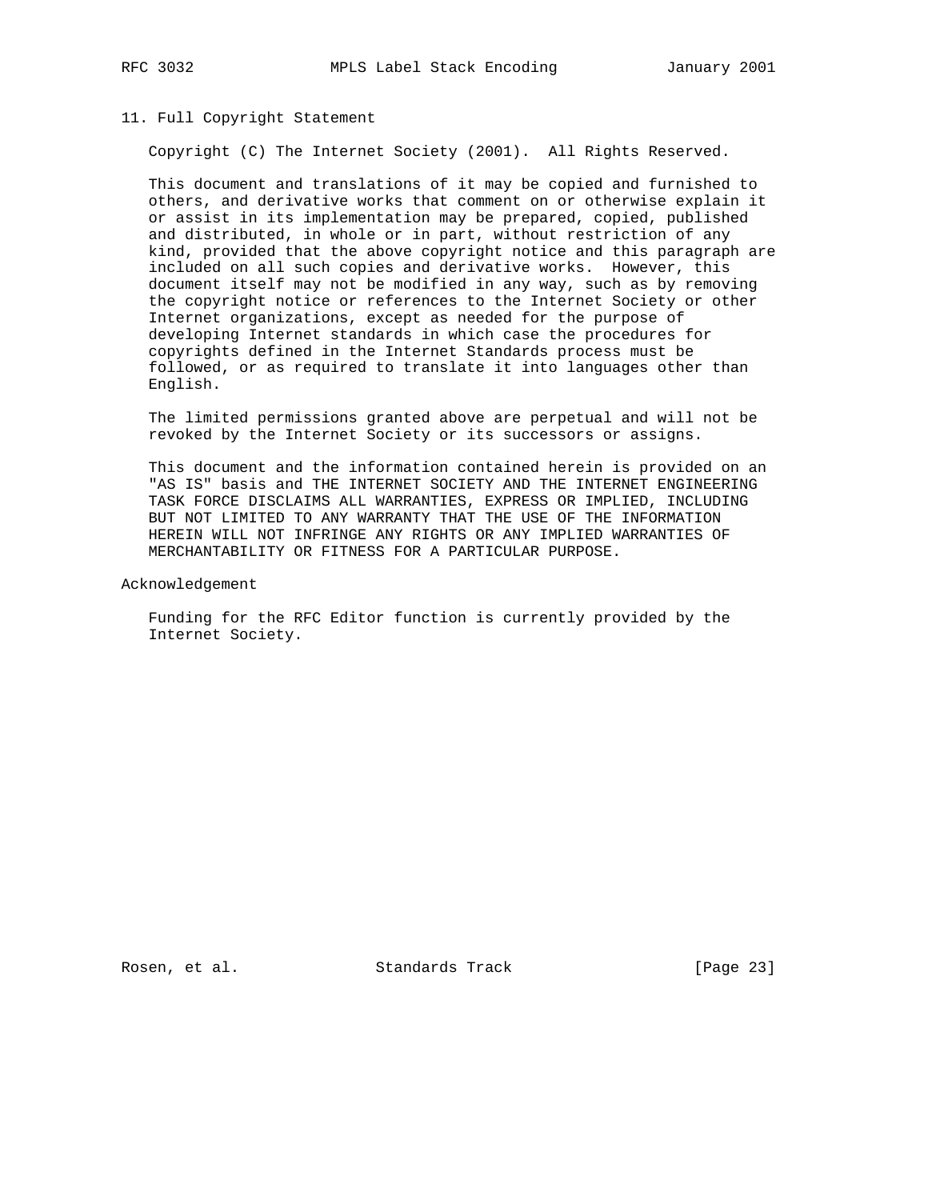## 11. Full Copyright Statement

Copyright (C) The Internet Society (2001). All Rights Reserved.

This document and translations of it may be copied and furnished to others, and derivative works that comment on or otherwise explain it or assist in its implementation may be prepared, copied, published and distributed, in whole or in part, without restriction of any kind, provided that the above copyright notice and this paragraph are included on all such copies and derivative works. However, this document itself may not be modified in any way, such as by removing the copyright notice or references to the Internet Society or other Internet organizations, except as needed for the purpose of developing Internet standards in which case the procedures for copyrights defined in the Internet Standards process must be followed, or as required to translate it into languages other than English.

The limited permissions granted above are perpetual and will not be revoked by the Internet Society or its successors or assigns.

This document and the information contained herein is provided on an "AS IS" basis and THE INTERNET SOCIETY AND THE INTERNET ENGINEERING TASK FORCE DISCLAIMS ALL WARRANTIES, EXPRESS OR IMPLIED, INCLUDING BUT NOT LIMITED TO ANY WARRANTY THAT THE USE OF THE INFORMATION HEREIN WILL NOT INFRINGE ANY RIGHTS OR ANY IMPLIED WARRANTIES OF MERCHANTABILITY OR FITNESS FOR A PARTICULAR PURPOSE.

## Acknowledgement

Funding for the RFC Editor function is currently provided by the Internet Society.